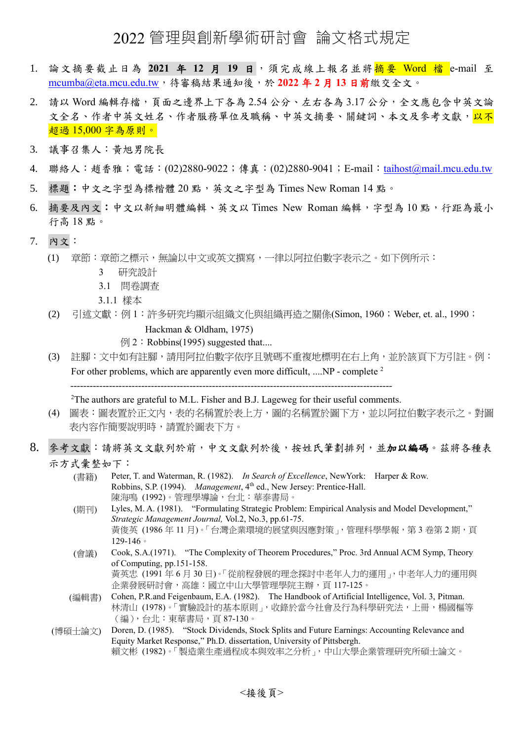# 2022 管理與創新學術研討會 論文格式規定

1. 論文摘要截止日為 **2021 年 12 月 19 日**，須完成線上報名並將摘要 Word 檔 e-mail 至 mcumba@eta.mcu.edu.tw，待審稿結果通知後，於 **2022 年 2 月 13 日前**繳交全文。
2. 請以 Word 編輯存檔，頁面之邊界上下各為 2.54 公分、左右各為 3.17 公分，全文應包含中英文論文全名、作者中英文姓名、作者服務單位及職稱、中英文摘要、關鍵詞、本文及參考文獻，以不超過 15,000 字為原則。
3. 議事召集人：黃旭男院長
4. 聯絡人：趙香雅；電話：(02)2880-9022；傳真：(02)2880-9041；E-mail：taihost@mail.mcu.edu.tw
5. **標題**：中文之字型為標楷體 20 點，英文之字型為 Times New Roman 14 點。
6. **摘要及內文**：中文以新細明體編輯、英文以 Times New Roman 編輯，字型為 10 點，行距為最小行高 18 點。
7. **內文**：
   (1) 章節：章節之標示，無論以中文或英文撰寫，一律以阿拉伯數字表示之。如下例所示：

       3 研究設計
       3.1 問卷調查
       3.1.1 樣本

   (2) 引述文獻：例 1：許多研究均顯示組織文化與組織再造之關係(Simon, 1960；Weber, et. al., 1990；Hackman & Oldham, 1975)
       例 2：Robbins(1995) suggested that....

   (3) 註腳：文中如有註腳，請用阿拉伯數字依序且號碼不重複地標明在右上角，並於該頁下方引註。例：
       For other problems, which are apparently even more difficult, ....NP - complete [2]

       ------------------------------------------------------------------------------------------------

       [2]The authors are grateful to M.L. Fisher and B.J. Lageweg for their useful comments.

   (4) 圖表：圖表置於正文內，表的名稱置於表上方，圖的名稱置於圖下方，並以阿拉伯數字表示之。對圖表內容作簡要說明時，請置於圖表下方。

8. **參考文獻**：請將英文文獻列於前，中文文獻列於後，按姓氏筆劃排列，並**加以編碼**。茲將各種表示方式彙整如下：

(書籍) Peter, T. and Waterman, R. (1982). *In Search of Excellence*, NewYork: Harper & Row.
Robbins, S.P. (1994). *Management*, 4th ed., New Jersey: Prentice-Hall.
陳海鳴 (1992)。管理學導論，台北：華泰書局。

(期刊) Lyles, M. A. (1981). "Formulating Strategic Problem: Empirical Analysis and Model Development," *Strategic Management Journal,* Vol.2, No.3, pp.61-75.
黃俊英 (1986 年 11 月)。「台灣企業環境的展望與因應對策」，管理科學學報，第 3 卷第 2 期，頁 129-146。

(會議) Cook, S.A.(1971). "The Complexity of Theorem Procedures," Proc. 3rd Annual ACM Symp, Theory of Computing, pp.151-158.
黃英忠 (1991 年 6 月 30 日)。「從前程發展的理念探討中老年人力的運用」，中老年人力的運用與企業發展研討會，高雄：國立中山大學管理學院主辦，頁 117-125。

(編輯書) Cohen, P.R.and Feigenbaum, E.A. (1982). The Handbook of Artificial Intelligence, Vol. 3, Pitman.
林清山 (1978)。「實驗設計的基本原則」，收錄於當今社會及行為科學研究法，上冊，楊國樞等（編），台北：東華書局，頁 87-130。

(博碩士論文) Doren, D. (1985). "Stock Dividends, Stock Splits and Future Earnings: Accounting Relevance and Equity Market Response," Ph.D. dissertation, University of Pittsbergh.
賴文彬 (1982)。「製造業生產過程成本與效率之分析」，中山大學企業管理研究所碩士論文。

<接後頁>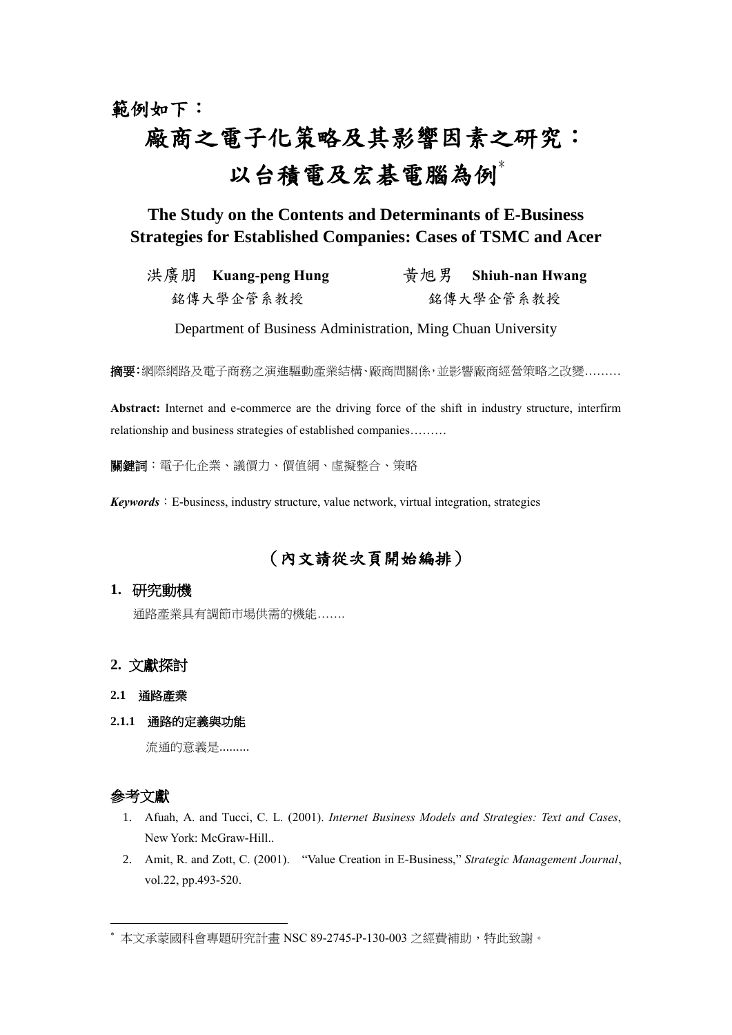範例如下：

# 廠商之電子化策略及其影響因素之研究：以台積電及宏碁電腦為例*

## The Study on the Contents and Determinants of E-Business Strategies for Established Companies: Cases of TSMC and Acer

洪廣朋 **Kuang-peng Hung**　　黃旭男 **Shiuh-nan Hwang**

銘傳大學企管系教授　　銘傳大學企管系教授

Department of Business Administration, Ming Chuan University

**摘要：**網際網路及電子商務之演進驅動產業結構、廠商間關係，並影響廠商經營策略之改變………

**Abstract:** Internet and e-commerce are the driving force of the shift in industry structure, interfirm relationship and business strategies of established companies………

**關鍵詞**：電子化企業、議價力、價值網、虛擬整合、策略

***Keywords***：E-business, industry structure, value network, virtual integration, strategies

（內文請從次頁開始編排）

## 1. 研究動機

通路產業具有調節市場供需的機能…….

## 2. 文獻探討

### 2.1 通路產業

#### 2.1.1 通路的定義與功能

流通的意義是.........

## 參考文獻

1. Afuah, A. and Tucci, C. L. (2001). *Internet Business Models and Strategies: Text and Cases*, New York: McGraw-Hill..
2. Amit, R. and Zott, C. (2001). "Value Creation in E-Business," *Strategic Management Journal*, vol.22, pp.493-520.

---

* 本文承蒙國科會專題研究計畫 NSC 89-2745-P-130-003 之經費補助，特此致謝。